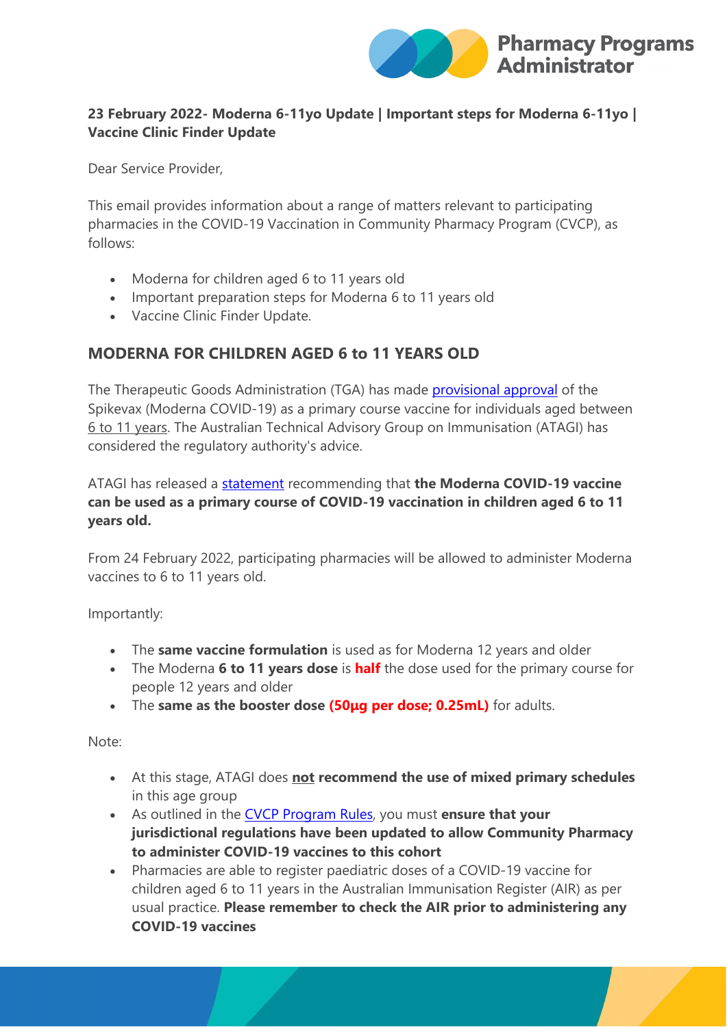**23 February 2022- Moderna 6-11yo Update | Important steps for Moderna 6-11yo | Vaccine Clinic Finder Update**

Dear Service Provider,

This email provides information about a range of matters relevant to participating pharmacies in the COVID-19 Vaccination in Community Pharmacy Program (CVCP), as follows:

- Moderna for children aged 6 to 11 years old
- Important preparation steps for Moderna 6 to 11 years old
- Vaccine Clinic Finder Update.

## MODERNA FOR CHILDREN AGED 6 to 11 YEARS OLD

The Therapeutic Goods Administration (TGA) has made provisional approval of the Spikevax (Moderna COVID-19) as a primary course vaccine for individuals aged between 6 to 11 years. The Australian Technical Advisory Group on Immunisation (ATAGI) has considered the regulatory authority's advice.

ATAGI has released a statement recommending that **the Moderna COVID-19 vaccine can be used as a primary course of COVID-19 vaccination in children aged 6 to 11 years old.**

From 24 February 2022, participating pharmacies will be allowed to administer Moderna vaccines to 6 to 11 years old.

Importantly:

- The **same vaccine formulation** is used as for Moderna 12 years and older
- The Moderna **6 to 11 years dose** is **half** the dose used for the primary course for people 12 years and older
- The **same as the booster dose (50µg per dose; 0.25mL)** for adults.

Note:

- At this stage, ATAGI does **not recommend the use of mixed primary schedules** in this age group
- As outlined in the CVCP Program Rules, you must **ensure that your jurisdictional regulations have been updated to allow Community Pharmacy to administer COVID-19 vaccines to this cohort**
- Pharmacies are able to register paediatric doses of a COVID-19 vaccine for children aged 6 to 11 years in the Australian Immunisation Register (AIR) as per usual practice. **Please remember to check the AIR prior to administering any COVID-19 vaccines**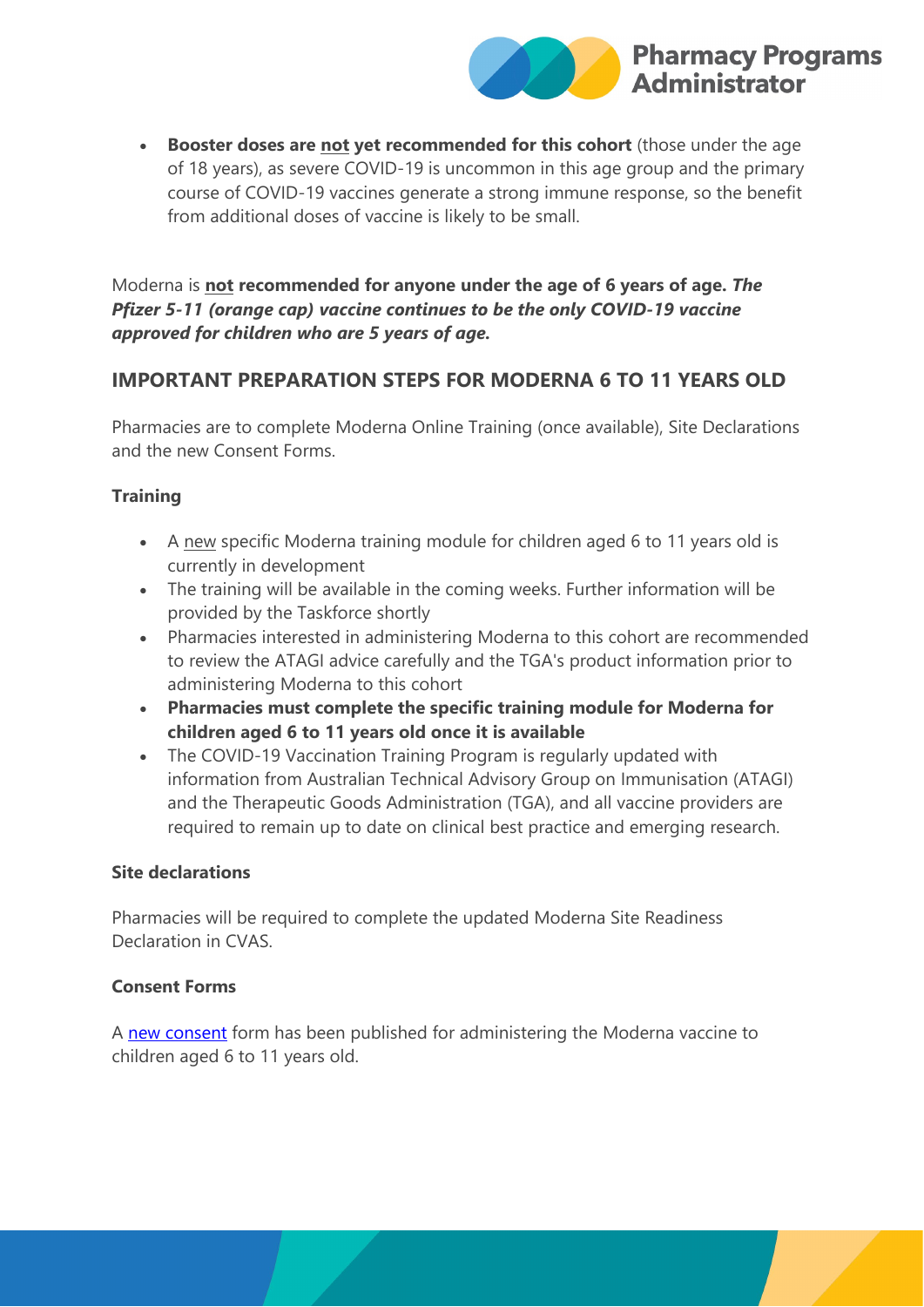- **Booster doses are <u>not</u> yet recommended for this cohort** (those under the age of 18 years), as severe COVID-19 is uncommon in this age group and the primary course of COVID-19 vaccines generate a strong immune response, so the benefit from additional doses of vaccine is likely to be small.

Moderna is **<u>not</u> recommended for anyone under the age of 6 years of age.** ***The Pfizer 5-11 (orange cap) vaccine continues to be the only COVID-19 vaccine approved for children who are 5 years of age.***

## IMPORTANT PREPARATION STEPS FOR MODERNA 6 TO 11 YEARS OLD

Pharmacies are to complete Moderna Online Training (once available), Site Declarations and the new Consent Forms.

### Training

- A <u>new</u> specific Moderna training module for children aged 6 to 11 years old is currently in development
- The training will be available in the coming weeks. Further information will be provided by the Taskforce shortly
- Pharmacies interested in administering Moderna to this cohort are recommended to review the ATAGI advice carefully and the TGA's product information prior to administering Moderna to this cohort
- **Pharmacies must complete the specific training module for Moderna for children aged 6 to 11 years old once it is available**
- The COVID-19 Vaccination Training Program is regularly updated with information from Australian Technical Advisory Group on Immunisation (ATAGI) and the Therapeutic Goods Administration (TGA), and all vaccine providers are required to remain up to date on clinical best practice and emerging research.

### Site declarations

Pharmacies will be required to complete the updated Moderna Site Readiness Declaration in CVAS.

### Consent Forms

A new consent form has been published for administering the Moderna vaccine to children aged 6 to 11 years old.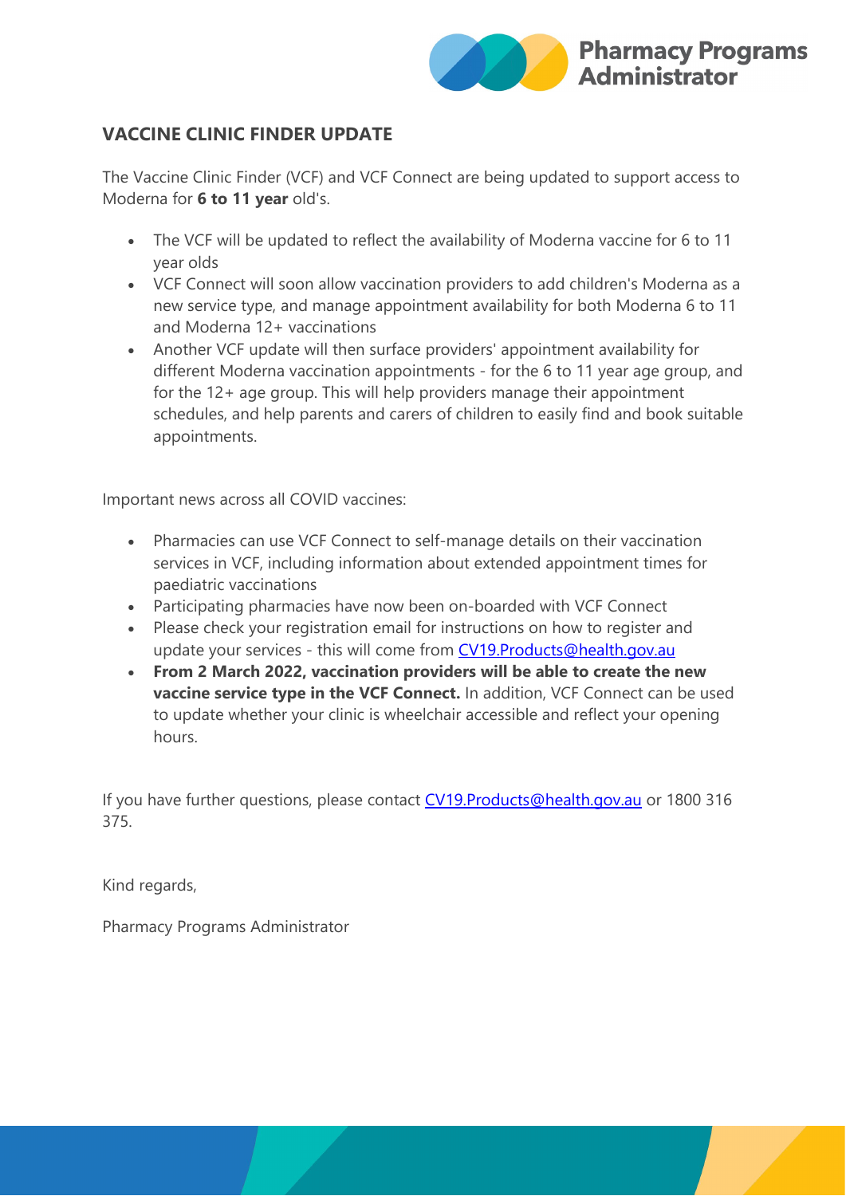## VACCINE CLINIC FINDER UPDATE

The Vaccine Clinic Finder (VCF) and VCF Connect are being updated to support access to Moderna for **6 to 11 year** old's.

- The VCF will be updated to reflect the availability of Moderna vaccine for 6 to 11 year olds
- VCF Connect will soon allow vaccination providers to add children's Moderna as a new service type, and manage appointment availability for both Moderna 6 to 11 and Moderna 12+ vaccinations
- Another VCF update will then surface providers' appointment availability for different Moderna vaccination appointments - for the 6 to 11 year age group, and for the 12+ age group. This will help providers manage their appointment schedules, and help parents and carers of children to easily find and book suitable appointments.

Important news across all COVID vaccines:

- Pharmacies can use VCF Connect to self-manage details on their vaccination services in VCF, including information about extended appointment times for paediatric vaccinations
- Participating pharmacies have now been on-boarded with VCF Connect
- Please check your registration email for instructions on how to register and update your services - this will come from CV19.Products@health.gov.au
- **From 2 March 2022, vaccination providers will be able to create the new vaccine service type in the VCF Connect.** In addition, VCF Connect can be used to update whether your clinic is wheelchair accessible and reflect your opening hours.

If you have further questions, please contact CV19.Products@health.gov.au or 1800 316 375.

Kind regards,

Pharmacy Programs Administrator